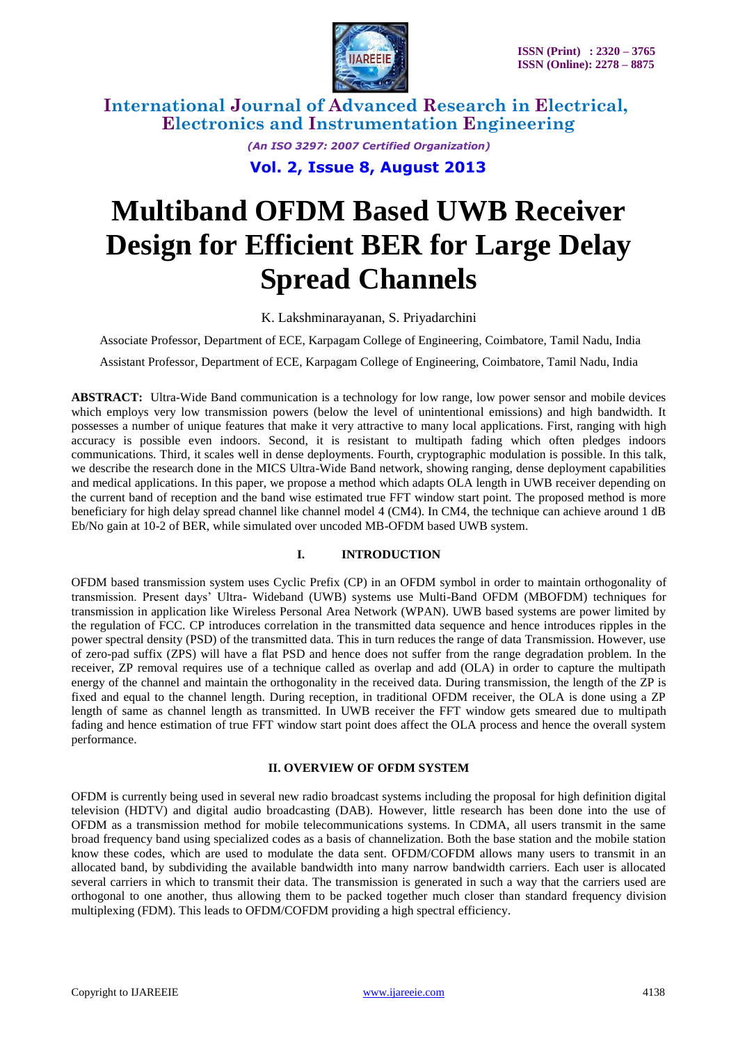# Multiband OFDM Based UWB Receiver Design for Efficient BER for Large Delay Spread Channels

K. Lakshminarayanan, S. Priyadarchini

Associate Professor, Department of ECE, Karpagam College of Engineering, Coimbatore, Tamil Nadu, India

Assistant Professor, Department of ECE, Karpagam College of Engineering, Coimbatore, Tamil Nadu, India

**ABSTRACT:** Ultra-Wide Band communication is a technology for low range, low power sensor and mobile devices which employs very low transmission powers (below the level of unintentional emissions) and high bandwidth. It possesses a number of unique features that make it very attractive to many local applications. First, ranging with high accuracy is possible even indoors. Second, it is resistant to multipath fading which often pledges indoors communications. Third, it scales well in dense deployments. Fourth, cryptographic modulation is possible. In this talk, we describe the research done in the MICS Ultra-Wide Band network, showing ranging, dense deployment capabilities and medical applications. In this paper, we propose a method which adapts OLA length in UWB receiver depending on the current band of reception and the band wise estimated true FFT window start point. The proposed method is more beneficiary for high delay spread channel like channel model 4 (CM4). In CM4, the technique can achieve around 1 dB Eb/No gain at 10-2 of BER, while simulated over uncoded MB-OFDM based UWB system.

## I. INTRODUCTION

OFDM based transmission system uses Cyclic Prefix (CP) in an OFDM symbol in order to maintain orthogonality of transmission. Present days' Ultra- Wideband (UWB) systems use Multi-Band OFDM (MBOFDM) techniques for transmission in application like Wireless Personal Area Network (WPAN). UWB based systems are power limited by the regulation of FCC. CP introduces correlation in the transmitted data sequence and hence introduces ripples in the power spectral density (PSD) of the transmitted data. This in turn reduces the range of data Transmission. However, use of zero-pad suffix (ZPS) will have a flat PSD and hence does not suffer from the range degradation problem. In the receiver, ZP removal requires use of a technique called as overlap and add (OLA) in order to capture the multipath energy of the channel and maintain the orthogonality in the received data. During transmission, the length of the ZP is fixed and equal to the channel length. During reception, in traditional OFDM receiver, the OLA is done using a ZP length of same as channel length as transmitted. In UWB receiver the FFT window gets smeared due to multipath fading and hence estimation of true FFT window start point does affect the OLA process and hence the overall system performance.

## II. OVERVIEW OF OFDM SYSTEM

OFDM is currently being used in several new radio broadcast systems including the proposal for high definition digital television (HDTV) and digital audio broadcasting (DAB). However, little research has been done into the use of OFDM as a transmission method for mobile telecommunications systems. In CDMA, all users transmit in the same broad frequency band using specialized codes as a basis of channelization. Both the base station and the mobile station know these codes, which are used to modulate the data sent. OFDM/COFDM allows many users to transmit in an allocated band, by subdividing the available bandwidth into many narrow bandwidth carriers. Each user is allocated several carriers in which to transmit their data. The transmission is generated in such a way that the carriers used are orthogonal to one another, thus allowing them to be packed together much closer than standard frequency division multiplexing (FDM). This leads to OFDM/COFDM providing a high spectral efficiency.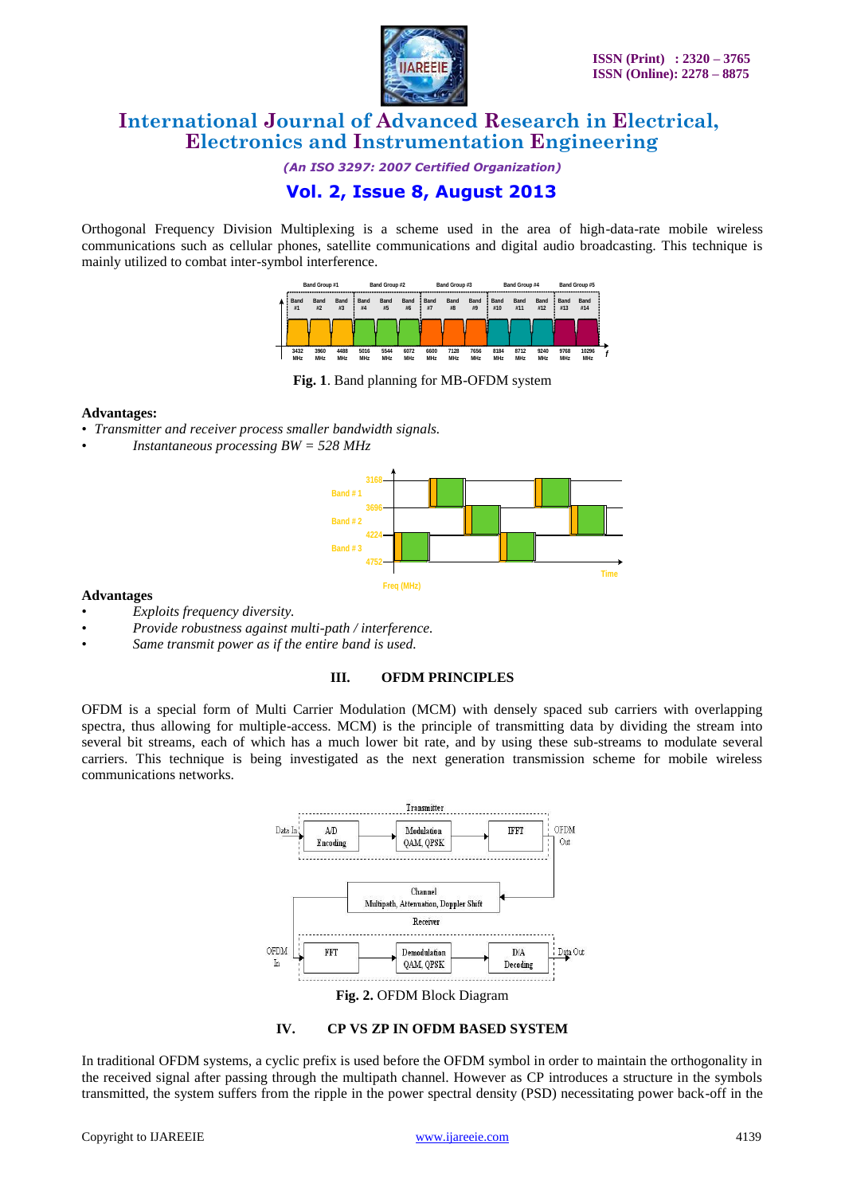Orthogonal Frequency Division Multiplexing is a scheme used in the area of high-data-rate mobile wireless communications such as cellular phones, satellite communications and digital audio broadcasting. This technique is mainly utilized to combat inter-symbol interference.

Band Group #1
Band Group #2
Band Group #3
Band Group #4
Band Group #5
Band #1 Band #2 Band #3 Band #4 Band #5 Band #6 Band #7 Band #8 Band #9 Band #10 Band #11 Band #12 Band #13 Band #14
3432 MHz 3960 MHz 4488 MHz 5016 MHz 5544 MHz 6072 MHz 6600 MHz 7128 MHz 7656 MHz 8184 MHz 8712 MHz 9240 MHz 9768 MHz 10296 MHz
f

**Fig. 1**. Band planning for MB-OFDM system

**Advantages:**

- *Transmitter and receiver process smaller bandwidth signals.*
- *Instantaneous processing BW = 528 MHz*

3168
Band # 1
3696
Band # 2
4224
Band # 3
4752
Freq (MHz)
Time

**Advantages**

- *Exploits frequency diversity.*
- *Provide robustness against multi-path / interference.*
- *Same transmit power as if the entire band is used.*

## III. OFDM PRINCIPLES

OFDM is a special form of Multi Carrier Modulation (MCM) with densely spaced sub carriers with overlapping spectra, thus allowing for multiple-access. MCM) is the principle of transmitting data by dividing the stream into several bit streams, each of which has a much lower bit rate, and by using these sub-streams to modulate several carriers. This technique is being investigated as the next generation transmission scheme for mobile wireless communications networks.

Transmitter
Data In
A/D Encoding
Modulation QAM, QPSK
IFFT
OFDM Out
Channel
Multipath, Attenuation, Doppler Shift
Receiver
OFDM In
FFT
Demodulation QAM, QPSK
D/A Decoding
Data Out

**Fig. 2.** OFDM Block Diagram

## IV. CP VS ZP IN OFDM BASED SYSTEM

In traditional OFDM systems, a cyclic prefix is used before the OFDM symbol in order to maintain the orthogonality in the received signal after passing through the multipath channel. However as CP introduces a structure in the symbols transmitted, the system suffers from the ripple in the power spectral density (PSD) necessitating power back-off in the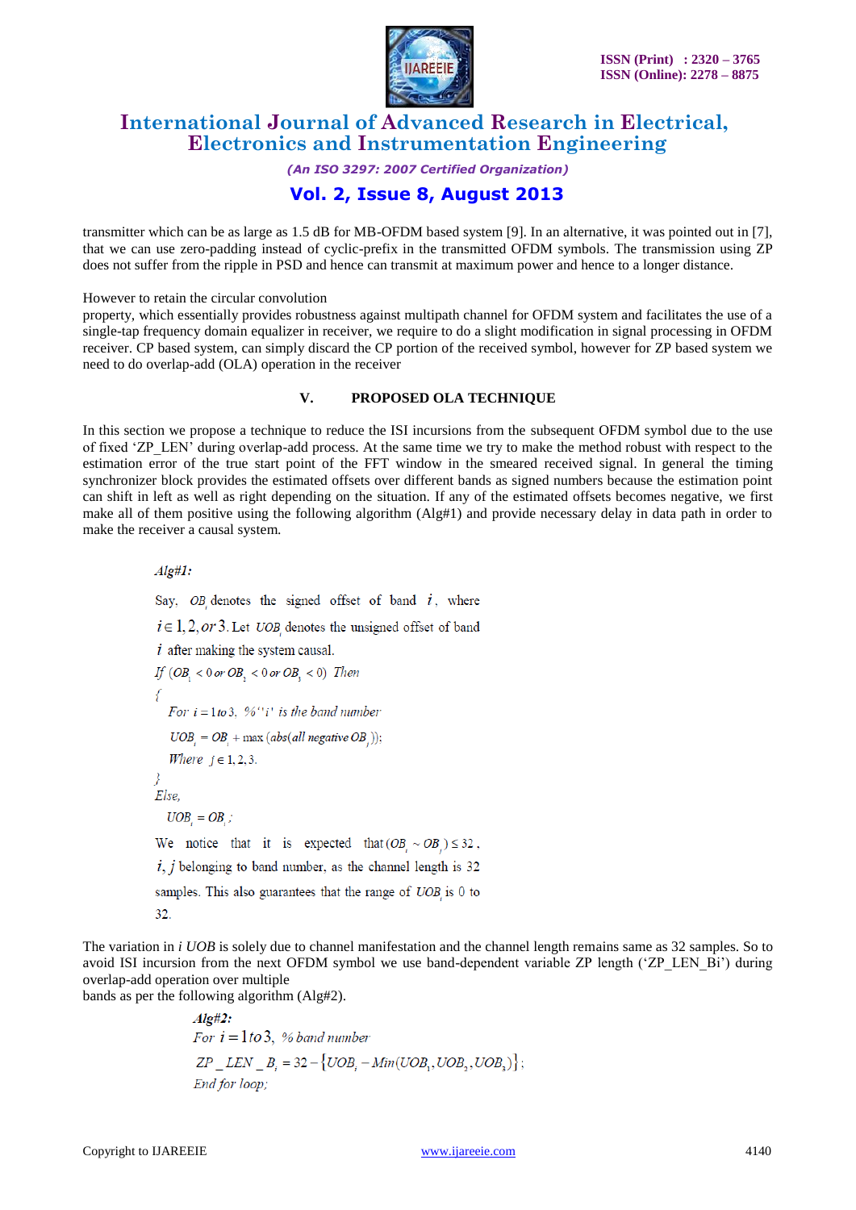transmitter which can be as large as 1.5 dB for MB-OFDM based system [9]. In an alternative, it was pointed out in [7], that we can use zero-padding instead of cyclic-prefix in the transmitted OFDM symbols. The transmission using ZP does not suffer from the ripple in PSD and hence can transmit at maximum power and hence to a longer distance.

However to retain the circular convolution property, which essentially provides robustness against multipath channel for OFDM system and facilitates the use of a single-tap frequency domain equalizer in receiver, we require to do a slight modification in signal processing in OFDM receiver. CP based system, can simply discard the CP portion of the received symbol, however for ZP based system we need to do overlap-add (OLA) operation in the receiver

## V. PROPOSED OLA TECHNIQUE

In this section we propose a technique to reduce the ISI incursions from the subsequent OFDM symbol due to the use of fixed 'ZP_LEN' during overlap-add process. At the same time we try to make the method robust with respect to the estimation error of the true start point of the FFT window in the smeared received signal. In general the timing synchronizer block provides the estimated offsets over different bands as signed numbers because the estimation point can shift in left as well as right depending on the situation. If any of the estimated offsets becomes negative, we first make all of them positive using the following algorithm (Alg#1) and provide necessary delay in data path in order to make the receiver a causal system.

***Alg#1:***

Say, $OB_i$ denotes the signed offset of band $i$, where $i \in 1, 2, or\, 3$. Let $UOB_i$ denotes the unsigned offset of band $i$ after making the system causal.

*If* $(OB_1 < 0\ or\ OB_2 < 0\ or\ OB_3 < 0)$ *Then*

{

*For* $i = 1\,to\,3$, *%''i' is the band number*

$UOB_i = OB_i + \max\left(abs(all\ negative\ OB_j)\right);$

*Where* $j \in 1, 2, 3.$

}

*Else,*

$UOB_i = OB_i;$

We notice that it is expected that $(OB_i \sim OB_j) \leq 32$, $i, j$ belonging to band number, as the channel length is 32 samples. This also guarantees that the range of $UOB_i$ is 0 to 32.

The variation in *i UOB* is solely due to channel manifestation and the channel length remains same as 32 samples. So to avoid ISI incursion from the next OFDM symbol we use band-dependent variable ZP length ('ZP_LEN_Bi') during overlap-add operation over multiple bands as per the following algorithm (Alg#2).

***Alg#2:***

*For* $i = 1\,to\,3$, *% band number*

$ZP\_LEN\_B_i = 32 - \{UOB_i - Min(UOB_1, UOB_2, UOB_3)\};$

*End for loop;*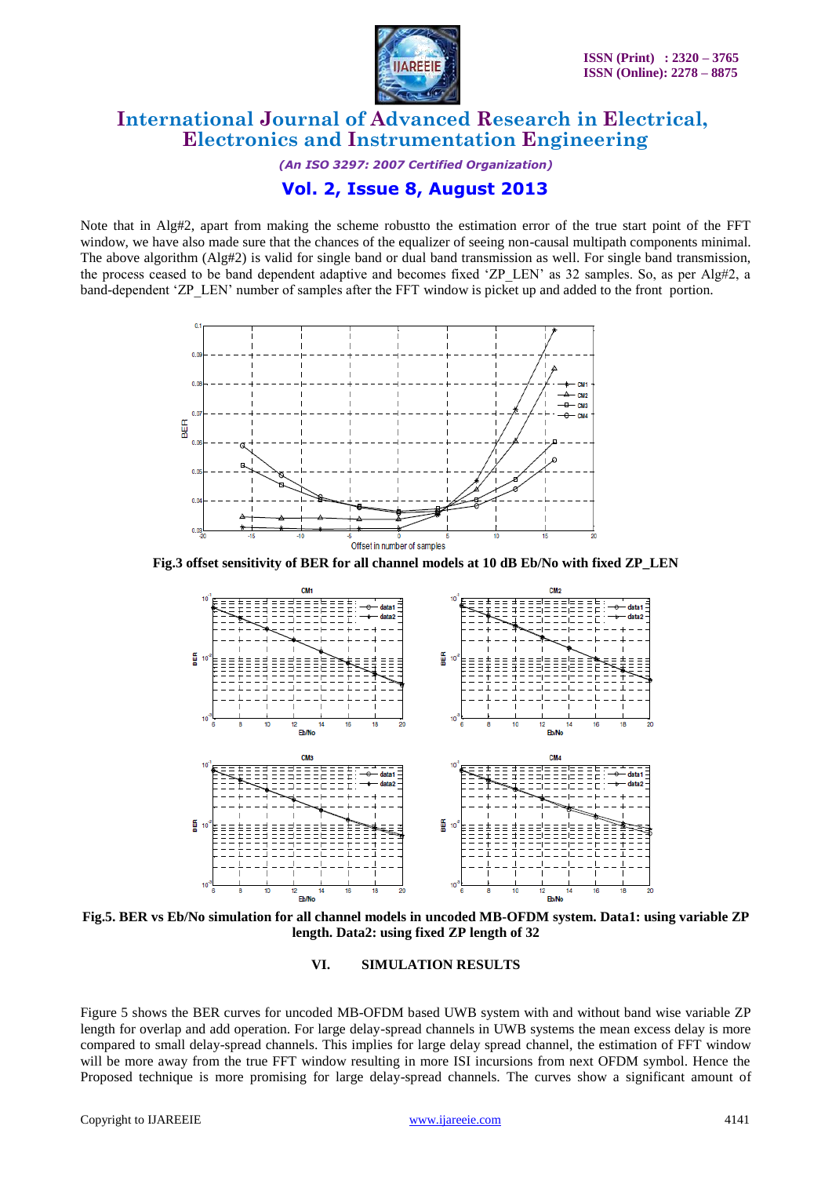Note that in Alg#2, apart from making the scheme robustto the estimation error of the true start point of the FFT window, we have also made sure that the chances of the equalizer of seeing non-causal multipath components minimal. The above algorithm (Alg#2) is valid for single band or dual band transmission as well. For single band transmission, the process ceased to be band dependent adaptive and becomes fixed 'ZP_LEN' as 32 samples. So, as per Alg#2, a band-dependent 'ZP_LEN' number of samples after the FFT window is picket up and added to the front portion.

BER
0.1
0.09
0.08
0.07
0.06
0.05
0.04
0.03
-20 -15 -10 -5 0 5 10 15 20
Offset in number of samples
CM1
CM2
CM3
CM4

**Fig.3 offset sensitivity of BER for all channel models at 10 dB Eb/No with fixed ZP_LEN**

CM1
CM2
CM3
CM4
BER
Eb/No
data1
data2

**Fig.5. BER vs Eb/No simulation for all channel models in uncoded MB-OFDM system. Data1: using variable ZP length. Data2: using fixed ZP length of 32**

## VI. SIMULATION RESULTS

Figure 5 shows the BER curves for uncoded MB-OFDM based UWB system with and without band wise variable ZP length for overlap and add operation. For large delay-spread channels in UWB systems the mean excess delay is more compared to small delay-spread channels. This implies for large delay spread channel, the estimation of FFT window will be more away from the true FFT window resulting in more ISI incursions from next OFDM symbol. Hence the Proposed technique is more promising for large delay-spread channels. The curves show a significant amount of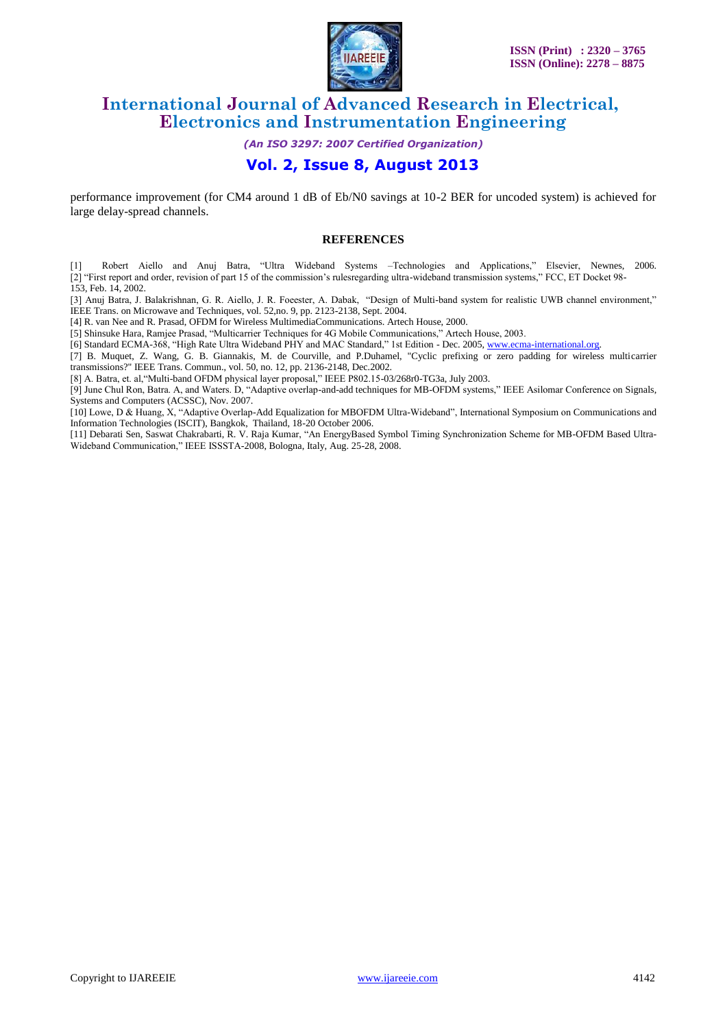performance improvement (for CM4 around 1 dB of Eb/N0 savings at 10-2 BER for uncoded system) is achieved for large delay-spread channels.

## REFERENCES

[1] Robert Aiello and Anuj Batra, "Ultra Wideband Systems –Technologies and Applications," Elsevier, Newnes, 2006.

[2] "First report and order, revision of part 15 of the commission's rulesregarding ultra-wideband transmission systems," FCC, ET Docket 98-153, Feb. 14, 2002.

[3] Anuj Batra, J. Balakrishnan, G. R. Aiello, J. R. Foeester, A. Dabak, "Design of Multi-band system for realistic UWB channel environment," IEEE Trans. on Microwave and Techniques, vol. 52,no. 9, pp. 2123-2138, Sept. 2004.

[4] R. van Nee and R. Prasad, OFDM for Wireless MultimediaCommunications. Artech House, 2000.

[5] Shinsuke Hara, Ramjee Prasad, "Multicarrier Techniques for 4G Mobile Communications," Artech House, 2003.

[6] Standard ECMA-368, "High Rate Ultra Wideband PHY and MAC Standard," 1st Edition - Dec. 2005, www.ecma-international.org.

[7] B. Muquet, Z. Wang, G. B. Giannakis, M. de Courville, and P.Duhamel, "Cyclic prefixing or zero padding for wireless multicarrier transmissions?" IEEE Trans. Commun., vol. 50, no. 12, pp. 2136-2148, Dec.2002.

[8] A. Batra, et. al,"Multi-band OFDM physical layer proposal," IEEE P802.15-03/268r0-TG3a, July 2003.

[9] June Chul Ron, Batra. A, and Waters. D, "Adaptive overlap-and-add techniques for MB-OFDM systems," IEEE Asilomar Conference on Signals, Systems and Computers (ACSSC), Nov. 2007.

[10] Lowe, D & Huang, X, "Adaptive Overlap-Add Equalization for MBOFDM Ultra-Wideband", International Symposium on Communications and Information Technologies (ISCIT), Bangkok, Thailand, 18-20 October 2006.

[11] Debarati Sen, Saswat Chakrabarti, R. V. Raja Kumar, "An EnergyBased Symbol Timing Synchronization Scheme for MB-OFDM Based Ultra-Wideband Communication," IEEE ISSSTA-2008, Bologna, Italy, Aug. 25-28, 2008.